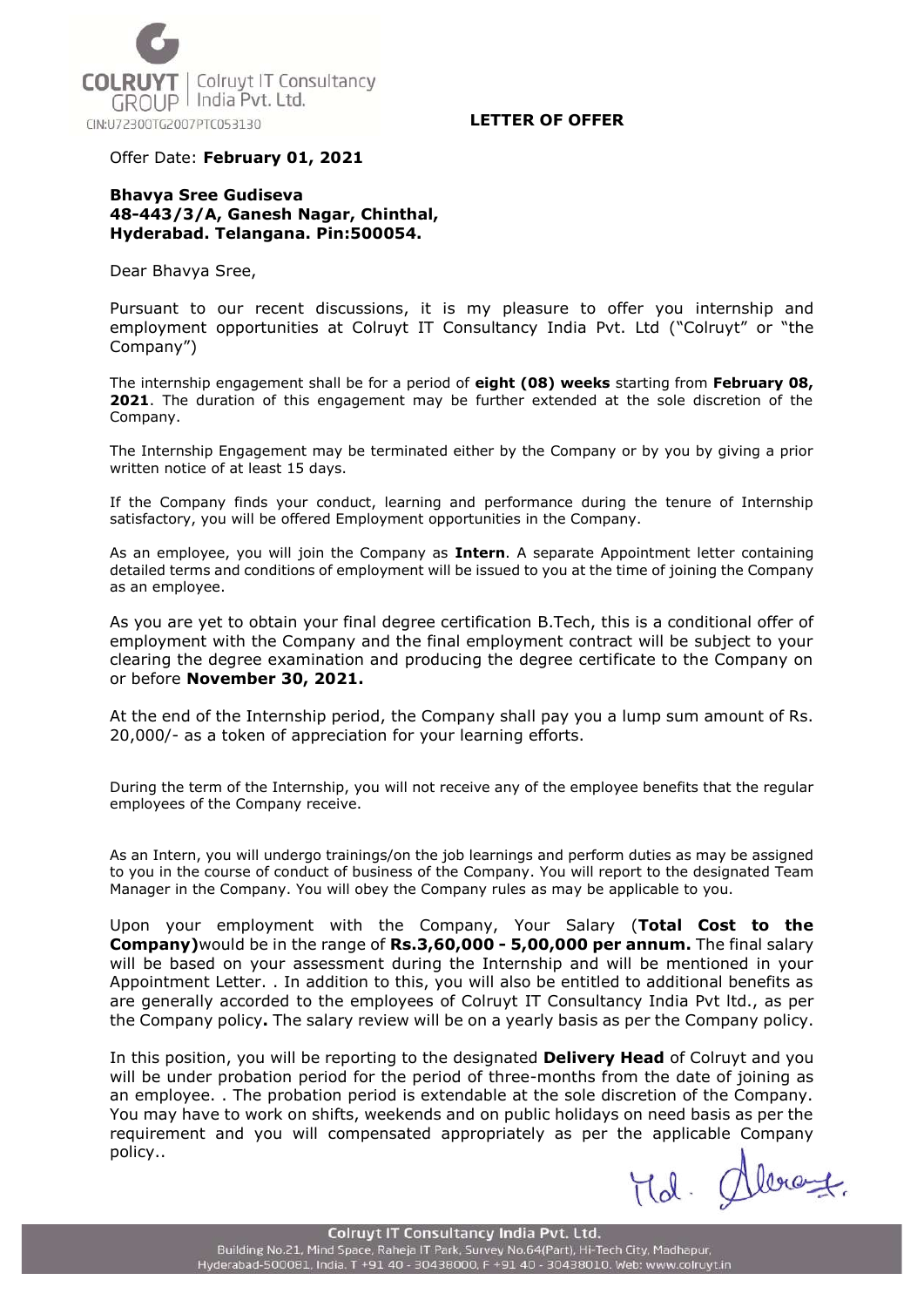COLRUYT GROUP | Colruyt IT Consultancy India Pvt. Ltd.
CIN:U72300TG2007PTC053130

**LETTER OF OFFER**

Offer Date: **February 01, 2021**

**Bhavya Sree Gudiseva**
**48-443/3/A, Ganesh Nagar, Chinthal,**
**Hyderabad. Telangana. Pin:500054.**

Dear Bhavya Sree,

Pursuant to our recent discussions, it is my pleasure to offer you internship and employment opportunities at Colruyt IT Consultancy India Pvt. Ltd ("Colruyt" or "the Company")

The internship engagement shall be for a period of **eight (08) weeks** starting from **February 08, 2021**. The duration of this engagement may be further extended at the sole discretion of the Company.

The Internship Engagement may be terminated either by the Company or by you by giving a prior written notice of at least 15 days.

If the Company finds your conduct, learning and performance during the tenure of Internship satisfactory, you will be offered Employment opportunities in the Company.

As an employee, you will join the Company as **Intern**. A separate Appointment letter containing detailed terms and conditions of employment will be issued to you at the time of joining the Company as an employee.

As you are yet to obtain your final degree certification B.Tech, this is a conditional offer of employment with the Company and the final employment contract will be subject to your clearing the degree examination and producing the degree certificate to the Company on or before **November 30, 2021.**

At the end of the Internship period, the Company shall pay you a lump sum amount of Rs. 20,000/- as a token of appreciation for your learning efforts.

During the term of the Internship, you will not receive any of the employee benefits that the regular employees of the Company receive.

As an Intern, you will undergo trainings/on the job learnings and perform duties as may be assigned to you in the course of conduct of business of the Company. You will report to the designated Team Manager in the Company. You will obey the Company rules as may be applicable to you.

Upon your employment with the Company, Your Salary (**Total Cost to the Company)**would be in the range of **Rs.3,60,000 - 5,00,000 per annum.** The final salary will be based on your assessment during the Internship and will be mentioned in your Appointment Letter. . In addition to this, you will also be entitled to additional benefits as are generally accorded to the employees of Colruyt IT Consultancy India Pvt ltd., as per the Company policy**.** The salary review will be on a yearly basis as per the Company policy.

In this position, you will be reporting to the designated **Delivery Head** of Colruyt and you will be under probation period for the period of three-months from the date of joining as an employee. . The probation period is extendable at the sole discretion of the Company. You may have to work on shifts, weekends and on public holidays on need basis as per the requirement and you will compensated appropriately as per the applicable Company policy..

Colruyt IT Consultancy India Pvt. Ltd.
Building No.21, Mind Space, Raheja IT Park, Survey No.64(Part), Hi-Tech City, Madhapur, Hyderabad-500081, India. T +91 40 - 30438000, F +91 40 - 30438010. Web: www.colruyt.in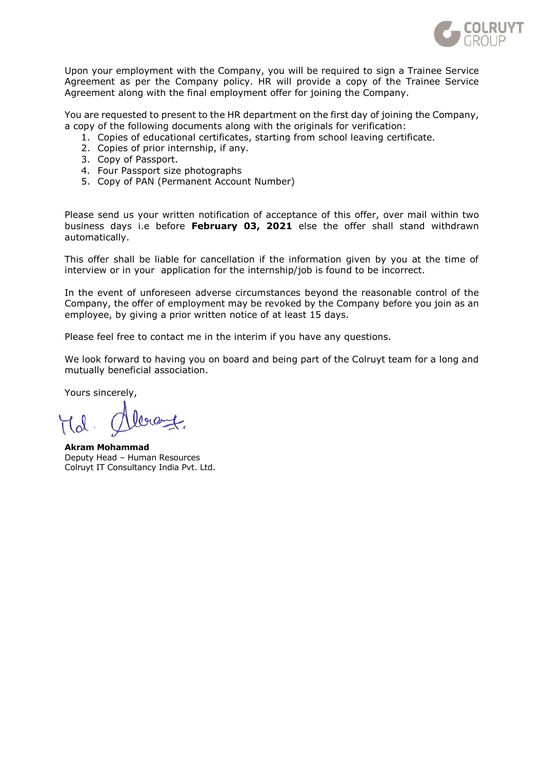Upon your employment with the Company, you will be required to sign a Trainee Service Agreement as per the Company policy. HR will provide a copy of the Trainee Service Agreement along with the final employment offer for joining the Company.

You are requested to present to the HR department on the first day of joining the Company, a copy of the following documents along with the originals for verification:

1. Copies of educational certificates, starting from school leaving certificate.
2. Copies of prior internship, if any.
3. Copy of Passport.
4. Four Passport size photographs
5. Copy of PAN (Permanent Account Number)

Please send us your written notification of acceptance of this offer, over mail within two business days i.e before **February 03, 2021** else the offer shall stand withdrawn automatically.

This offer shall be liable for cancellation if the information given by you at the time of interview or in your application for the internship/job is found to be incorrect.

In the event of unforeseen adverse circumstances beyond the reasonable control of the Company, the offer of employment may be revoked by the Company before you join as an employee, by giving a prior written notice of at least 15 days.

Please feel free to contact me in the interim if you have any questions.

We look forward to having you on board and being part of the Colruyt team for a long and mutually beneficial association.

Yours sincerely,

**Akram Mohammad**
Deputy Head – Human Resources
Colruyt IT Consultancy India Pvt. Ltd.